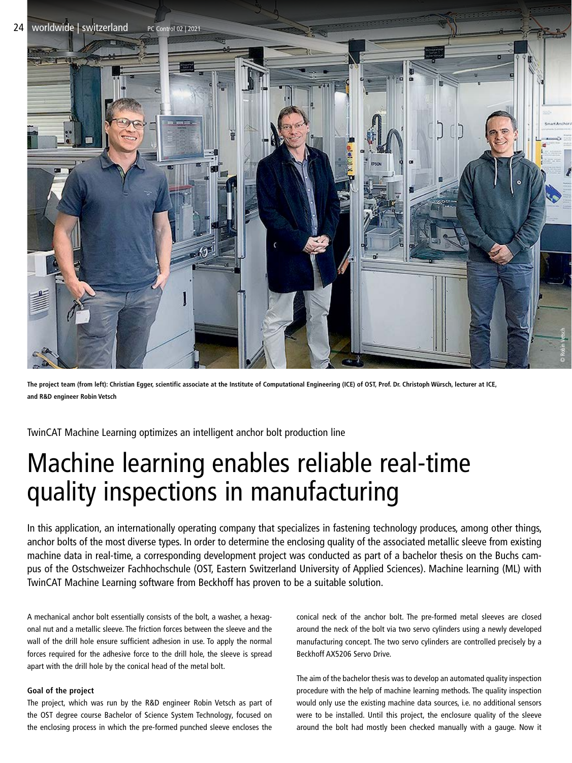The project team (from left): Christian Egger, scientific associate at the Institute of Computational Engineering (ICE) of OST, Prof. Dr. Christoph Würsch, lecturer at ICE, and R&D engineer Robin Vetsch

TwinCAT Machine Learning optimizes an intelligent anchor bolt production line

# Machine learning enables reliable real-time quality inspections in manufacturing

In this application, an internationally operating company that specializes in fastening technology produces, among other things, anchor bolts of the most diverse types. In order to determine the enclosing quality of the associated metallic sleeve from existing machine data in real-time, a corresponding development project was conducted as part of a bachelor thesis on the Buchs campus of the Ostschweizer Fachhochschule (OST, Eastern Switzerland University of Applied Sciences). Machine learning (ML) with TwinCAT Machine Learning software from Beckhoff has proven to be a suitable solution.

A mechanical anchor bolt essentially consists of the bolt, a washer, a hexagonal nut and a metallic sleeve. The friction forces between the sleeve and the wall of the drill hole ensure sufficient adhesion in use. To apply the normal forces required for the adhesive force to the drill hole, the sleeve is spread apart with the drill hole by the conical head of the metal bolt.

**Goal of the project**

The project, which was run by the R&D engineer Robin Vetsch as part of the OST degree course Bachelor of Science System Technology, focused on the enclosing process in which the pre-formed punched sleeve encloses the conical neck of the anchor bolt. The pre-formed metal sleeves are closed around the neck of the bolt via two servo cylinders using a newly developed manufacturing concept. The two servo cylinders are controlled precisely by a Beckhoff AX5206 Servo Drive.

The aim of the bachelor thesis was to develop an automated quality inspection procedure with the help of machine learning methods. The quality inspection would only use the existing machine data sources, i.e. no additional sensors were to be installed. Until this project, the enclosure quality of the sleeve around the bolt had mostly been checked manually with a gauge. Now it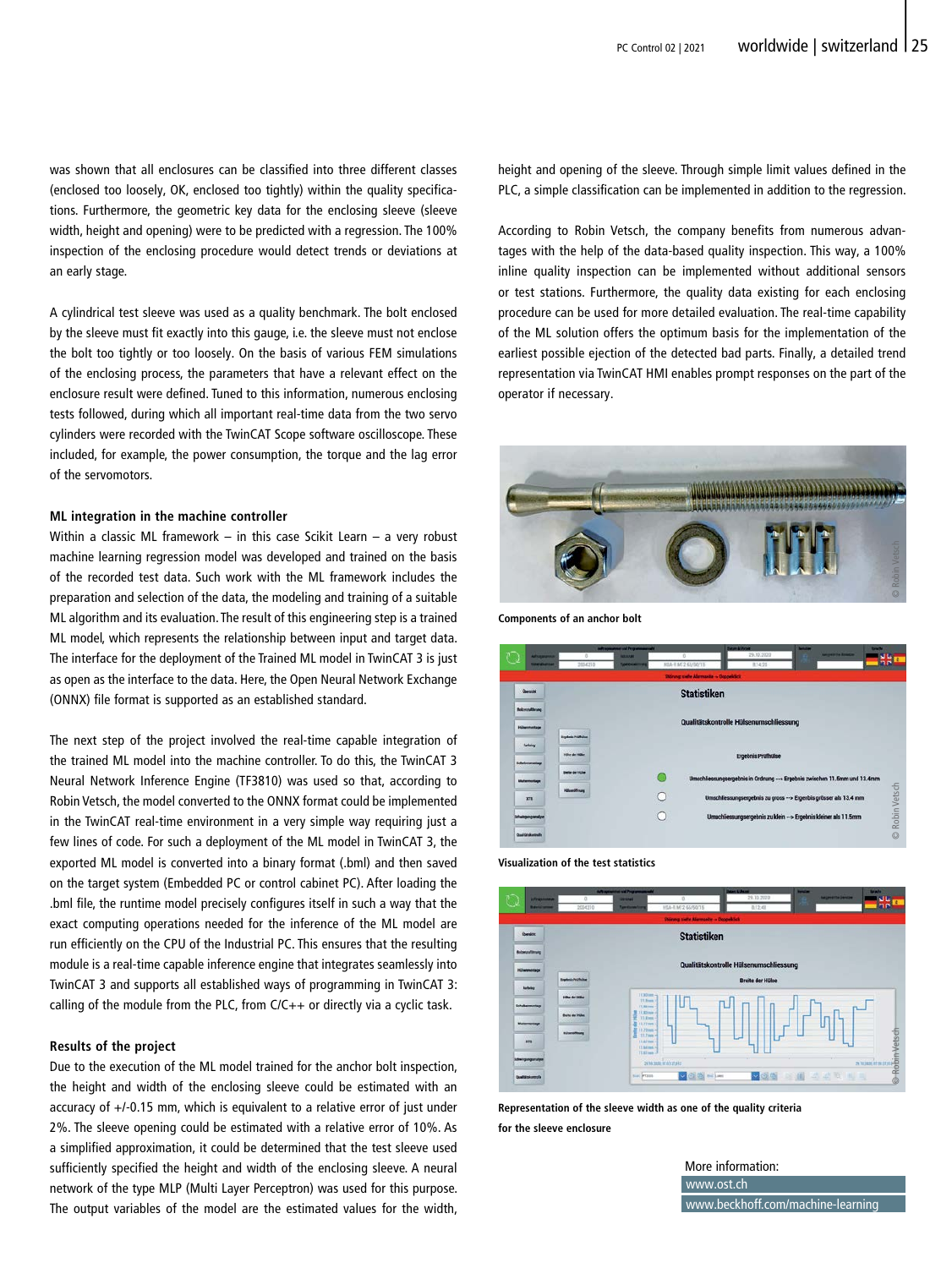was shown that all enclosures can be classified into three different classes (enclosed too loosely, OK, enclosed too tightly) within the quality specifications. Furthermore, the geometric key data for the enclosing sleeve (sleeve width, height and opening) were to be predicted with a regression. The 100% inspection of the enclosing procedure would detect trends or deviations at an early stage.

A cylindrical test sleeve was used as a quality benchmark. The bolt enclosed by the sleeve must fit exactly into this gauge, i.e. the sleeve must not enclose the bolt too tightly or too loosely. On the basis of various FEM simulations of the enclosing process, the parameters that have a relevant effect on the enclosure result were defined. Tuned to this information, numerous enclosing tests followed, during which all important real-time data from the two servo cylinders were recorded with the TwinCAT Scope software oscilloscope. These included, for example, the power consumption, the torque and the lag error of the servomotors.

### ML integration in the machine controller

Within a classic ML framework – in this case Scikit Learn – a very robust machine learning regression model was developed and trained on the basis of the recorded test data. Such work with the ML framework includes the preparation and selection of the data, the modeling and training of a suitable ML algorithm and its evaluation. The result of this engineering step is a trained ML model, which represents the relationship between input and target data. The interface for the deployment of the Trained ML model in TwinCAT 3 is just as open as the interface to the data. Here, the Open Neural Network Exchange (ONNX) file format is supported as an established standard.

The next step of the project involved the real-time capable integration of the trained ML model into the machine controller. To do this, the TwinCAT 3 Neural Network Inference Engine (TF3810) was used so that, according to Robin Vetsch, the model converted to the ONNX format could be implemented in the TwinCAT real-time environment in a very simple way requiring just a few lines of code. For such a deployment of the ML model in TwinCAT 3, the exported ML model is converted into a binary format (.bml) and then saved on the target system (Embedded PC or control cabinet PC). After loading the .bml file, the runtime model precisely configures itself in such a way that the exact computing operations needed for the inference of the ML model are run efficiently on the CPU of the Industrial PC. This ensures that the resulting module is a real-time capable inference engine that integrates seamlessly into TwinCAT 3 and supports all established ways of programming in TwinCAT 3: calling of the module from the PLC, from C/C++ or directly via a cyclic task.

### Results of the project

Due to the execution of the ML model trained for the anchor bolt inspection, the height and width of the enclosing sleeve could be estimated with an accuracy of +/-0.15 mm, which is equivalent to a relative error of just under 2%. The sleeve opening could be estimated with a relative error of 10%. As a simplified approximation, it could be determined that the test sleeve used sufficiently specified the height and width of the enclosing sleeve. A neural network of the type MLP (Multi Layer Perceptron) was used for this purpose. The output variables of the model are the estimated values for the width, height and opening of the sleeve. Through simple limit values defined in the PLC, a simple classification can be implemented in addition to the regression.

According to Robin Vetsch, the company benefits from numerous advantages with the help of the data-based quality inspection. This way, a 100% inline quality inspection can be implemented without additional sensors or test stations. Furthermore, the quality data existing for each enclosing procedure can be used for more detailed evaluation. The real-time capability of the ML solution offers the optimum basis for the implementation of the earliest possible ejection of the detected bad parts. Finally, a detailed trend representation via TwinCAT HMI enables prompt responses on the part of the operator if necessary.

**Components of an anchor bolt**

**Visualization of the test statistics**

**Representation of the sleeve width as one of the quality criteria for the sleeve enclosure**

More information:
www.ost.ch
www.beckhoff.com/machine-learning